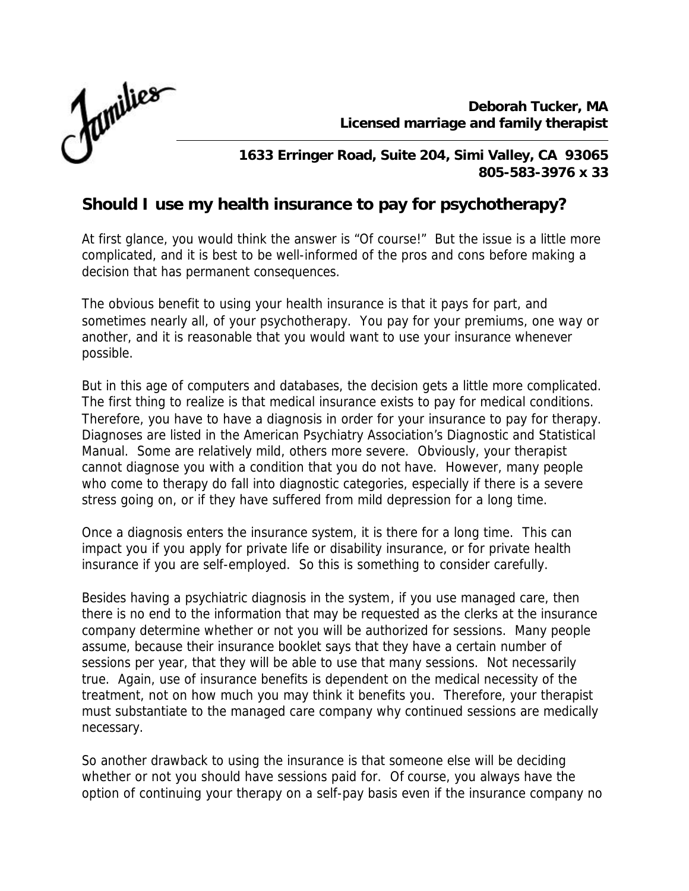Families

**Deborah Tucker, MA**
**Licensed marriage and family therapist**

**1633 Erringer Road, Suite 204, Simi Valley, CA 93065**
**805-583-3976 x 33**

## Should I use my health insurance to pay for psychotherapy?

At first glance, you would think the answer is "Of course!" But the issue is a little more complicated, and it is best to be well-informed of the pros and cons before making a decision that has permanent consequences.

The obvious benefit to using your health insurance is that it pays for part, and sometimes nearly all, of your psychotherapy. You pay for your premiums, one way or another, and it is reasonable that you would want to use your insurance whenever possible.

But in this age of computers and databases, the decision gets a little more complicated. The first thing to realize is that medical insurance exists to pay for medical conditions. Therefore, you have to have a diagnosis in order for your insurance to pay for therapy. Diagnoses are listed in the American Psychiatry Association's Diagnostic and Statistical Manual. Some are relatively mild, others more severe. Obviously, your therapist cannot diagnose you with a condition that you do not have. However, many people who come to therapy do fall into diagnostic categories, especially if there is a severe stress going on, or if they have suffered from mild depression for a long time.

Once a diagnosis enters the insurance system, it is there for a long time. This can impact you if you apply for private life or disability insurance, or for private health insurance if you are self-employed. So this is something to consider carefully.

Besides having a psychiatric diagnosis in the system, if you use managed care, then there is no end to the information that may be requested as the clerks at the insurance company determine whether or not you will be authorized for sessions. Many people assume, because their insurance booklet says that they have a certain number of sessions per year, that they will be able to use that many sessions. Not necessarily true. Again, use of insurance benefits is dependent on the medical necessity of the treatment, not on how much you may think it benefits you. Therefore, your therapist must substantiate to the managed care company why continued sessions are medically necessary.

So another drawback to using the insurance is that someone else will be deciding whether or not you should have sessions paid for. Of course, you always have the option of continuing your therapy on a self-pay basis even if the insurance company no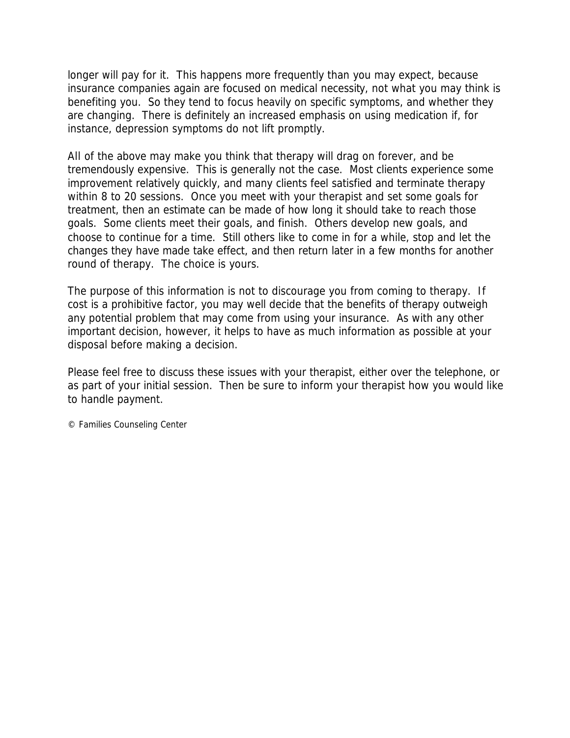longer will pay for it. This happens more frequently than you may expect, because insurance companies again are focused on medical necessity, not what you may think is benefiting you. So they tend to focus heavily on specific symptoms, and whether they are changing. There is definitely an increased emphasis on using medication if, for instance, depression symptoms do not lift promptly.

All of the above may make you think that therapy will drag on forever, and be tremendously expensive. This is generally not the case. Most clients experience some improvement relatively quickly, and many clients feel satisfied and terminate therapy within 8 to 20 sessions. Once you meet with your therapist and set some goals for treatment, then an estimate can be made of how long it should take to reach those goals. Some clients meet their goals, and finish. Others develop new goals, and choose to continue for a time. Still others like to come in for a while, stop and let the changes they have made take effect, and then return later in a few months for another round of therapy. The choice is yours.

The purpose of this information is not to discourage you from coming to therapy. If cost is a prohibitive factor, you may well decide that the benefits of therapy outweigh any potential problem that may come from using your insurance. As with any other important decision, however, it helps to have as much information as possible at your disposal before making a decision.

Please feel free to discuss these issues with your therapist, either over the telephone, or as part of your initial session. Then be sure to inform your therapist how you would like to handle payment.

© Families Counseling Center